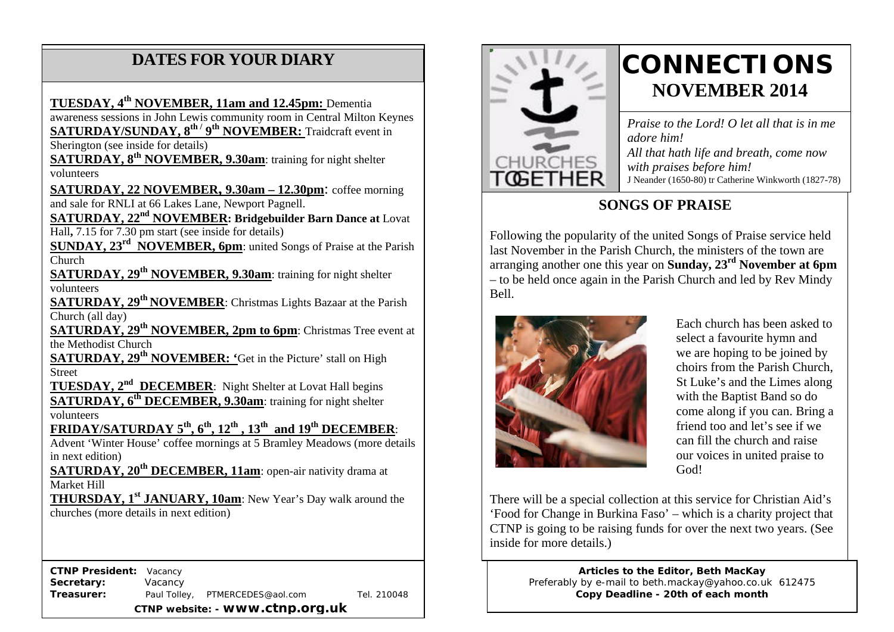## DATES FOR YOUR DIARY

**TUESDAY, 4th NOVEMBER, 11am and 12.45pm:** Dementia awareness sessions in John Lewis community room in Central Milton Keynes

**SATURDAY/SUNDAY, 8th / 9th NOVEMBER:** Traidcraft event in Sherington (see inside for details)

**SATURDAY, 8th NOVEMBER, 9.30am**: training for night shelter volunteers

**SATURDAY, 22 NOVEMBER, 9.30am – 12.30pm**: coffee morning and sale for RNLI at 66 Lakes Lane, Newport Pagnell.

**SATURDAY, 22nd NOVEMBER: Bridgebuilder Barn Dance at** Lovat Hall**,** 7.15 for 7.30 pm start (see inside for details)

**SUNDAY, 23rd NOVEMBER, 6pm**: united Songs of Praise at the Parish Church

**SATURDAY, 29th NOVEMBER, 9.30am**: training for night shelter volunteers

**SATURDAY, 29th NOVEMBER**: Christmas Lights Bazaar at the Parish Church (all day)

**SATURDAY, 29th NOVEMBER, 2pm to 6pm**: Christmas Tree event at the Methodist Church

**SATURDAY, 29th NOVEMBER: '**Get in the Picture' stall on High Street

**TUESDAY, 2nd DECEMBER**: Night Shelter at Lovat Hall begins

**SATURDAY, 6th DECEMBER, 9.30am**: training for night shelter volunteers

**FRIDAY/SATURDAY 5th, 6th, 12th, 13th and 19th DECEMBER**: Advent 'Winter House' coffee mornings at 5 Bramley Meadows (more details in next edition)

**SATURDAY, 20th DECEMBER, 11am**: open-air nativity drama at Market Hill

**THURSDAY, 1st JANUARY, 10am**: New Year's Day walk around the churches (more details in next edition)

**CTNP President:** Vacancy
**Secretary:** Vacancy
**Treasurer:** Paul Tolley, PTMERCEDES@aol.com Tel. 210048

**CTNP website: - www.ctnp.org.uk**

# CONNECTIONS
## NOVEMBER 2014

*Praise to the Lord! O let all that is in me adore him!*
*All that hath life and breath, come now with praises before him!*
J Neander (1650-80) tr Catherine Winkworth (1827-78)

## SONGS OF PRAISE

Following the popularity of the united Songs of Praise service held last November in the Parish Church, the ministers of the town are arranging another one this year on **Sunday, 23rd November at 6pm** – to be held once again in the Parish Church and led by Rev Mindy Bell.

Each church has been asked to select a favourite hymn and we are hoping to be joined by choirs from the Parish Church, St Luke's and the Limes along with the Baptist Band so do come along if you can. Bring a friend too and let's see if we can fill the church and raise our voices in united praise to God!

There will be a special collection at this service for Christian Aid's 'Food for Change in Burkina Faso' – which is a charity project that CTNP is going to be raising funds for over the next two years. (See inside for more details.)

**Articles to the Editor, Beth MacKay**
Preferably by e-mail to beth.mackay@yahoo.co.uk 612475
**Copy Deadline - 20th of each month**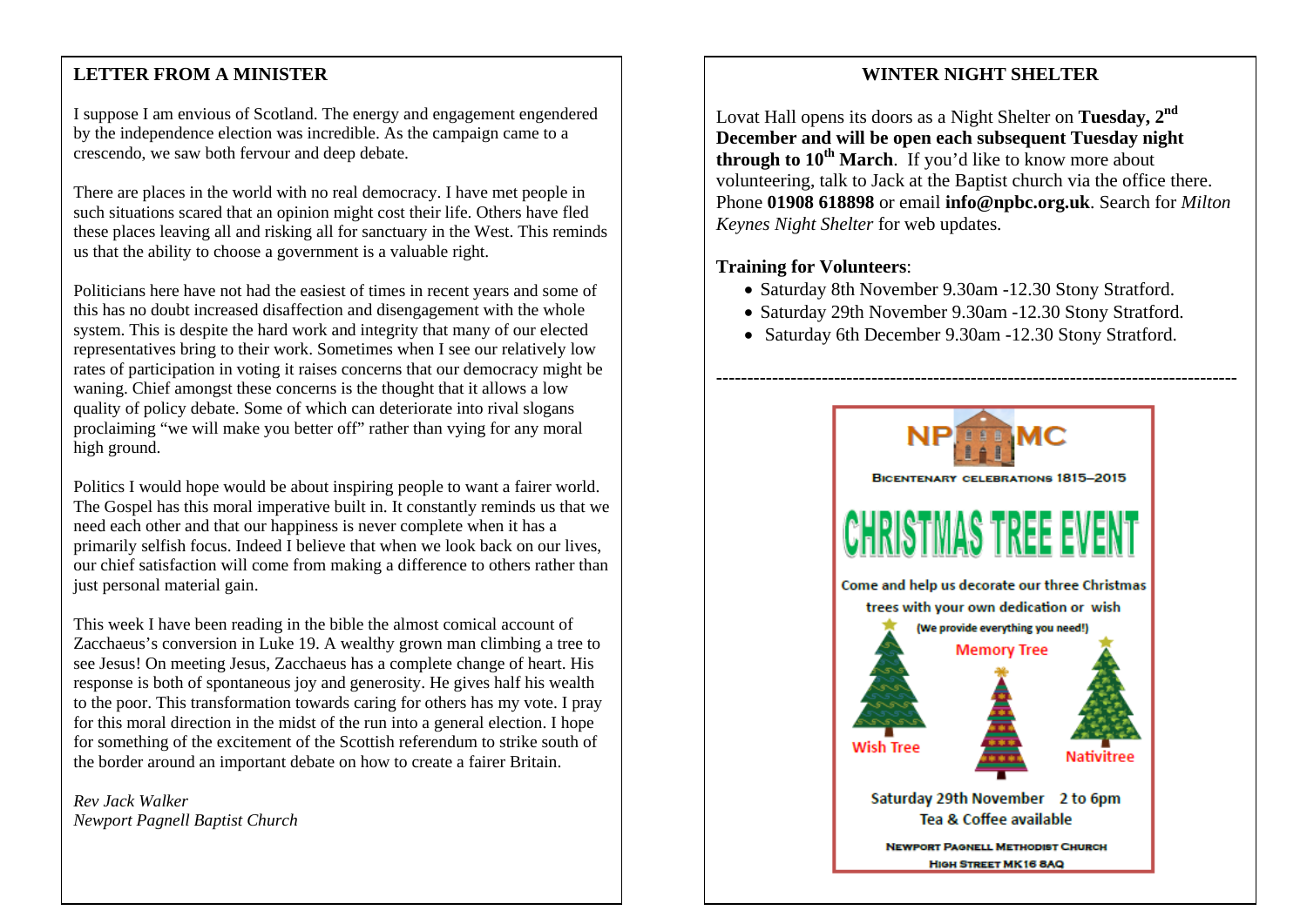## LETTER FROM A MINISTER

I suppose I am envious of Scotland. The energy and engagement engendered by the independence election was incredible. As the campaign came to a crescendo, we saw both fervour and deep debate.

There are places in the world with no real democracy. I have met people in such situations scared that an opinion might cost their life. Others have fled these places leaving all and risking all for sanctuary in the West. This reminds us that the ability to choose a government is a valuable right.

Politicians here have not had the easiest of times in recent years and some of this has no doubt increased disaffection and disengagement with the whole system. This is despite the hard work and integrity that many of our elected representatives bring to their work. Sometimes when I see our relatively low rates of participation in voting it raises concerns that our democracy might be waning. Chief amongst these concerns is the thought that it allows a low quality of policy debate. Some of which can deteriorate into rival slogans proclaiming "we will make you better off" rather than vying for any moral high ground.

Politics I would hope would be about inspiring people to want a fairer world. The Gospel has this moral imperative built in. It constantly reminds us that we need each other and that our happiness is never complete when it has a primarily selfish focus. Indeed I believe that when we look back on our lives, our chief satisfaction will come from making a difference to others rather than just personal material gain.

This week I have been reading in the bible the almost comical account of Zacchaeus's conversion in Luke 19. A wealthy grown man climbing a tree to see Jesus! On meeting Jesus, Zacchaeus has a complete change of heart. His response is both of spontaneous joy and generosity. He gives half his wealth to the poor. This transformation towards caring for others has my vote. I pray for this moral direction in the midst of the run into a general election. I hope for something of the excitement of the Scottish referendum to strike south of the border around an important debate on how to create a fairer Britain.

*Rev Jack Walker*
*Newport Pagnell Baptist Church*

## WINTER NIGHT SHELTER

Lovat Hall opens its doors as a Night Shelter on **Tuesday, 2nd December and will be open each subsequent Tuesday night through to 10th March**. If you'd like to know more about volunteering, talk to Jack at the Baptist church via the office there. Phone **01908 618898** or email **info@npbc.org.uk**. Search for *Milton Keynes Night Shelter* for web updates.

**Training for Volunteers**:

- Saturday 8th November 9.30am -12.30 Stony Stratford.
- Saturday 29th November 9.30am -12.30 Stony Stratford.
- Saturday 6th December 9.30am -12.30 Stony Stratford.

---

**NPMC**

BICENTENARY CELEBRATIONS 1815–2015

# CHRISTMAS TREE EVENT

Come and help us decorate our three Christmas trees with your own dedication or wish

(We provide everything you need!)

Wish Tree — Memory Tree — Nativitree

Saturday 29th November 2 to 6pm

Tea & Coffee available

NEWPORT PAGNELL METHODIST CHURCH
HIGH STREET MK16 8AQ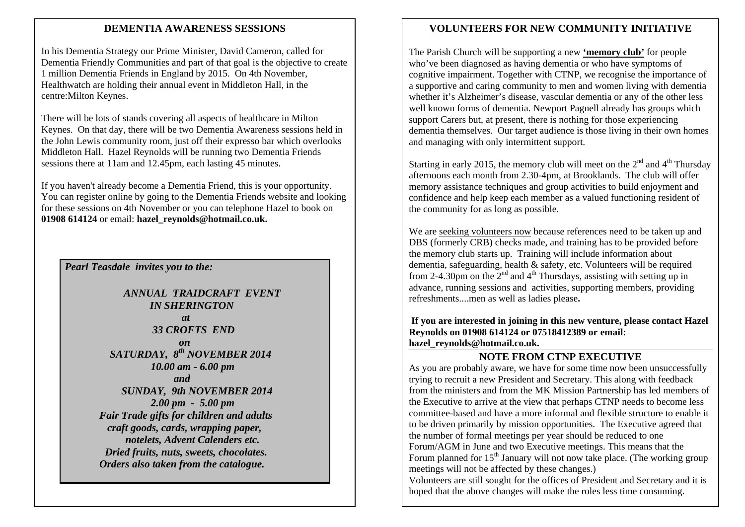## DEMENTIA AWARENESS SESSIONS

In his Dementia Strategy our Prime Minister, David Cameron, called for Dementia Friendly Communities and part of that goal is the objective to create 1 million Dementia Friends in England by 2015. On 4th November, Healthwatch are holding their annual event in Middleton Hall, in the centre:Milton Keynes.

There will be lots of stands covering all aspects of healthcare in Milton Keynes. On that day, there will be two Dementia Awareness sessions held in the John Lewis community room, just off their expresso bar which overlooks Middleton Hall. Hazel Reynolds will be running two Dementia Friends sessions there at 11am and 12.45pm, each lasting 45 minutes.

If you haven't already become a Dementia Friend, this is your opportunity. You can register online by going to the Dementia Friends website and looking for these sessions on 4th November or you can telephone Hazel to book on **01908 614124** or email: **hazel_reynolds@hotmail.co.uk.**

***Pearl Teasdale invites you to the:***

***ANNUAL TRAIDCRAFT EVENT***
***IN SHERINGTON***
***at***
***33 CROFTS END***
***on***
***SATURDAY, 8th NOVEMBER 2014***
***10.00 am - 6.00 pm***
***and***
***SUNDAY, 9th NOVEMBER 2014***
***2.00 pm - 5.00 pm***
***Fair Trade gifts for children and adults***
***craft goods, cards, wrapping paper,***
***notelets, Advent Calenders etc.***
***Dried fruits, nuts, sweets, chocolates.***
***Orders also taken from the catalogue.***

## VOLUNTEERS FOR NEW COMMUNITY INITIATIVE

The Parish Church will be supporting a new **'memory club'** for people who've been diagnosed as having dementia or who have symptoms of cognitive impairment. Together with CTNP, we recognise the importance of a supportive and caring community to men and women living with dementia whether it's Alzheimer's disease, vascular dementia or any of the other less well known forms of dementia. Newport Pagnell already has groups which support Carers but, at present, there is nothing for those experiencing dementia themselves. Our target audience is those living in their own homes and managing with only intermittent support.

Starting in early 2015, the memory club will meet on the 2nd and 4th Thursday afternoons each month from 2.30-4pm, at Brooklands. The club will offer memory assistance techniques and group activities to build enjoyment and confidence and help keep each member as a valued functioning resident of the community for as long as possible.

We are seeking volunteers now because references need to be taken up and DBS (formerly CRB) checks made, and training has to be provided before the memory club starts up. Training will include information about dementia, safeguarding, health & safety, etc. Volunteers will be required from 2-4.30pm on the 2nd and 4th Thursdays, assisting with setting up in advance, running sessions and activities, supporting members, providing refreshments....men as well as ladies please**.**

**If you are interested in joining in this new venture, please contact Hazel Reynolds on 01908 614124 or 07518412389 or email: hazel_reynolds@hotmail.co.uk.**

## NOTE FROM CTNP EXECUTIVE

As you are probably aware, we have for some time now been unsuccessfully trying to recruit a new President and Secretary. This along with feedback from the ministers and from the MK Mission Partnership has led members of the Executive to arrive at the view that perhaps CTNP needs to become less committee-based and have a more informal and flexible structure to enable it to be driven primarily by mission opportunities. The Executive agreed that the number of formal meetings per year should be reduced to one Forum/AGM in June and two Executive meetings. This means that the Forum planned for 15th January will not now take place. (The working group meetings will not be affected by these changes.)

Volunteers are still sought for the offices of President and Secretary and it is hoped that the above changes will make the roles less time consuming.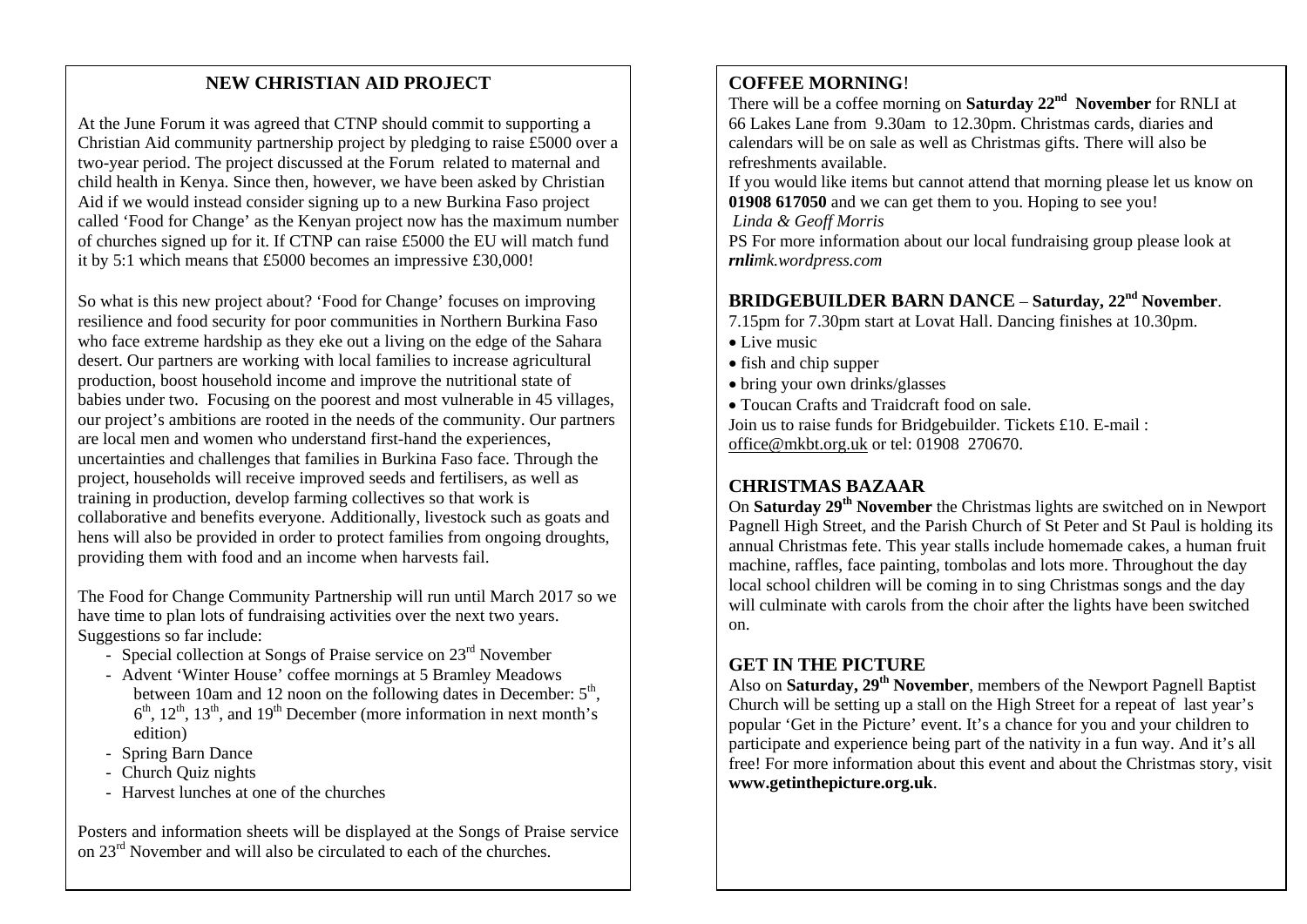## NEW CHRISTIAN AID PROJECT

At the June Forum it was agreed that CTNP should commit to supporting a Christian Aid community partnership project by pledging to raise £5000 over a two-year period. The project discussed at the Forum related to maternal and child health in Kenya. Since then, however, we have been asked by Christian Aid if we would instead consider signing up to a new Burkina Faso project called 'Food for Change' as the Kenyan project now has the maximum number of churches signed up for it. If CTNP can raise £5000 the EU will match fund it by 5:1 which means that £5000 becomes an impressive £30,000!

So what is this new project about? 'Food for Change' focuses on improving resilience and food security for poor communities in Northern Burkina Faso who face extreme hardship as they eke out a living on the edge of the Sahara desert. Our partners are working with local families to increase agricultural production, boost household income and improve the nutritional state of babies under two. Focusing on the poorest and most vulnerable in 45 villages, our project's ambitions are rooted in the needs of the community. Our partners are local men and women who understand first-hand the experiences, uncertainties and challenges that families in Burkina Faso face. Through the project, households will receive improved seeds and fertilisers, as well as training in production, develop farming collectives so that work is collaborative and benefits everyone. Additionally, livestock such as goats and hens will also be provided in order to protect families from ongoing droughts, providing them with food and an income when harvests fail.

The Food for Change Community Partnership will run until March 2017 so we have time to plan lots of fundraising activities over the next two years. Suggestions so far include:

- Special collection at Songs of Praise service on 23rd November
- Advent 'Winter House' coffee mornings at 5 Bramley Meadows between 10am and 12 noon on the following dates in December: 5th, 6th, 12th, 13th, and 19th December (more information in next month's edition)
- Spring Barn Dance
- Church Quiz nights
- Harvest lunches at one of the churches

Posters and information sheets will be displayed at the Songs of Praise service on 23rd November and will also be circulated to each of the churches.

## COFFEE MORNING!

There will be a coffee morning on **Saturday 22nd November** for RNLI at 66 Lakes Lane from 9.30am to 12.30pm. Christmas cards, diaries and calendars will be on sale as well as Christmas gifts. There will also be refreshments available.

If you would like items but cannot attend that morning please let us know on **01908 617050** and we can get them to you. Hoping to see you!

*Linda & Geoff Morris*

PS For more information about our local fundraising group please look at ***rnli****mk.wordpress.com*

## BRIDGEBUILDER BARN DANCE – Saturday, 22nd November.

7.15pm for 7.30pm start at Lovat Hall. Dancing finishes at 10.30pm.

- Live music
- fish and chip supper
- bring your own drinks/glasses
- Toucan Crafts and Traidcraft food on sale.

Join us to raise funds for Bridgebuilder. Tickets £10. E-mail : office@mkbt.org.uk or tel: 01908 270670.

## CHRISTMAS BAZAAR

On **Saturday 29th November** the Christmas lights are switched on in Newport Pagnell High Street, and the Parish Church of St Peter and St Paul is holding its annual Christmas fete. This year stalls include homemade cakes, a human fruit machine, raffles, face painting, tombolas and lots more. Throughout the day local school children will be coming in to sing Christmas songs and the day will culminate with carols from the choir after the lights have been switched on.

## GET IN THE PICTURE

Also on **Saturday, 29th November**, members of the Newport Pagnell Baptist Church will be setting up a stall on the High Street for a repeat of last year's popular 'Get in the Picture' event. It's a chance for you and your children to participate and experience being part of the nativity in a fun way. And it's all free! For more information about this event and about the Christmas story, visit **www.getinthepicture.org.uk**.